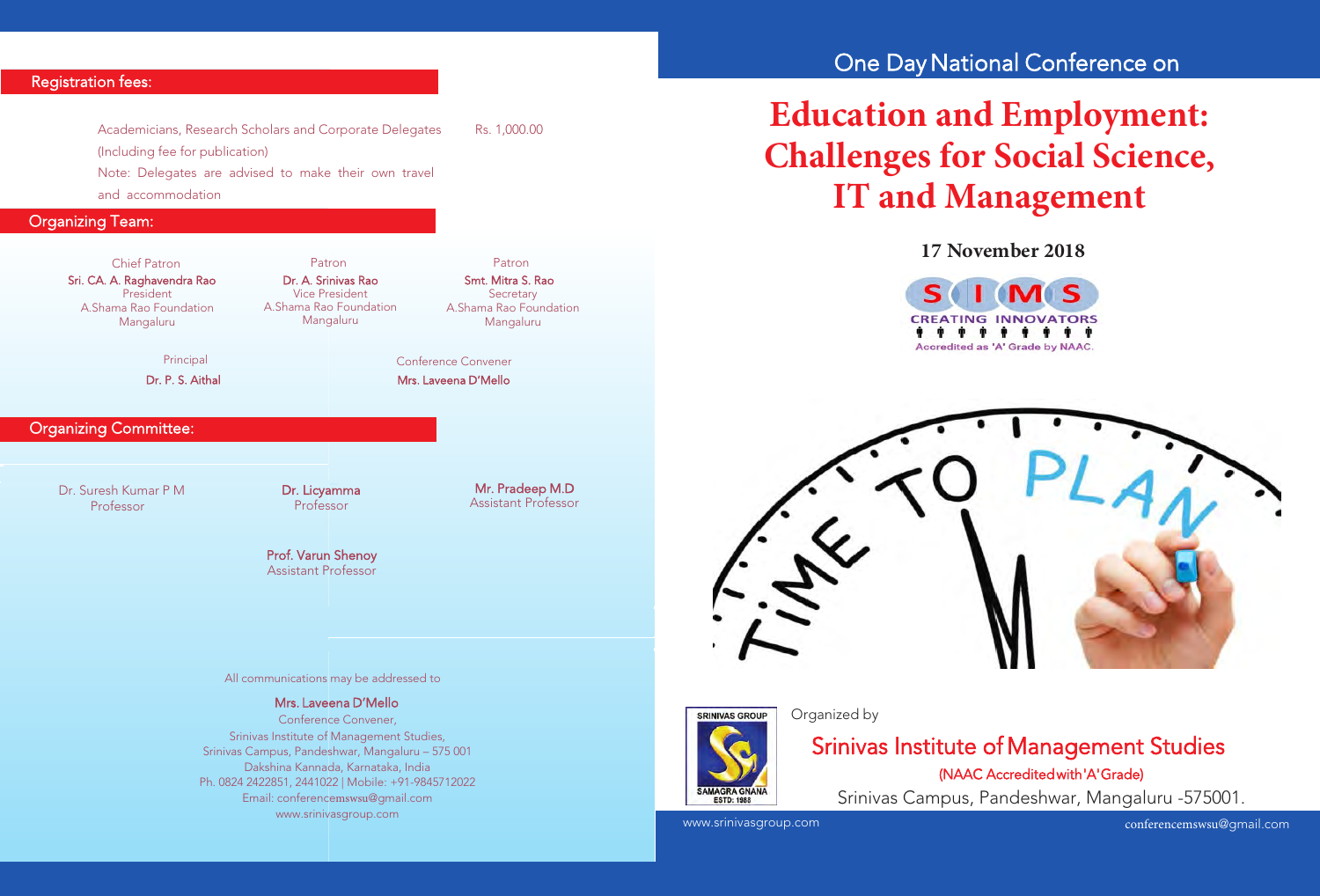## Registration fees:

Academicians, Research Scholars and Corporate Delegates (Including fee for publication) — Rs. 1,000.00

Note: Delegates are advised to make their own travel and accommodation

## Organizing Team:

Chief Patron
**Sri. CA. A. Raghavendra Rao**
President
A.Shama Rao Foundation
Mangaluru

Patron
**Dr. A. Srinivas Rao**
Vice President
A.Shama Rao Foundation
Mangaluru

Patron
**Smt. Mitra S. Rao**
Secretary
A.Shama Rao Foundation
Mangaluru

Principal
**Dr. P. S. Aithal**

Conference Convener
**Mrs. Laveena D'Mello**

## Organizing Committee:

Dr. Suresh Kumar P M
Professor

**Dr. Licyamma**
Professor

**Mr. Pradeep M.D**
Assistant Professor

**Prof. Varun Shenoy**
Assistant Professor

All communications may be addressed to

**Mrs. Laveena D'Mello**
Conference Convener,
Srinivas Institute of Management Studies,
Srinivas Campus, Pandeshwar, Mangaluru – 575 001
Dakshina Kannada, Karnataka, India
Ph. 0824 2422851, 2441022 | Mobile: +91-9845712022
Email: conferencemswsu@gmail.com
www.srinivasgroup.com

One Day National Conference on

# Education and Employment: Challenges for Social Science, IT and Management

**17 November 2018**

SIMS
CREATING INNOVATORS
Accredited as 'A' Grade by NAAC.

TIME TO PLAN

SRINIVAS GROUP
SAMAGRA GNANA
ESTD: 1988

Organized by

## Srinivas Institute of Management Studies

(NAAC Accredited with 'A' Grade)

Srinivas Campus, Pandeshwar, Mangaluru -575001.

www.srinivasgroup.com

conferencemswsu@gmail.com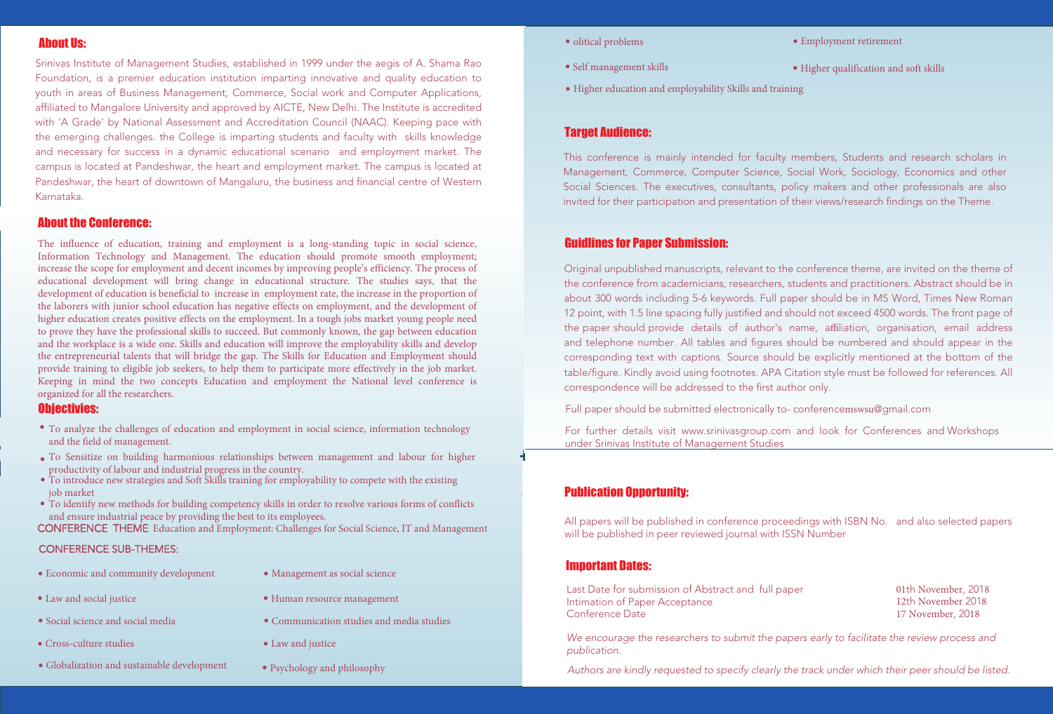## About Us:

Srinivas Institute of Management Studies, established in 1999 under the aegis of A. Shama Rao Foundation, is a premier education institution imparting innovative and quality education to youth in areas of Business Management, Commerce, Social work and Computer Applications, affiliated to Mangalore University and approved by AICTE, New Delhi. The Institute is accredited with 'A Grade' by National Assessment and Accreditation Council (NAAC). Keeping pace with the emerging challenges. the College is imparting students and faculty with skills knowledge and necessary for success in a dynamic educational scenario and employment market. The campus is located at Pandeshwar, the heart and employment market. The campus is located at Pandeshwar, the heart of downtown of Mangaluru, the business and financial centre of Western Karnataka.

## About the Conference:

The influence of education, training and employment is a long-standing topic in social science, Information Technology and Management. The education should promote smooth employment; increase the scope for employment and decent incomes by improving people's efficiency. The process of educational development will bring change in educational structure. The studies says, that the development of education is beneficial to increase in employment rate, the increase in the proportion of the laborers with junior school education has negative effects on employment, and the development of higher education creates positive effects on the employment. In a tough jobs market young people need to prove they have the professional skills to succeed. But commonly known, the gap between education and the workplace is a wide one. Skills and education will improve the employability skills and develop the entrepreneurial talents that will bridge the gap. The Skills for Education and Employment should provide training to eligible job seekers, to help them to participate more effectively in the job market. Keeping in mind the two concepts Education and employment the National level conference is organized for all the researchers.

## Objectivies:

- To analyze the challenges of education and employment in social science, information technology and the field of management.
- To Sensitize on building harmonious relationships between management and labour for higher productivity of labour and industrial progress in the country.
- To introduce new strategies and Soft Skills training for employability to compete with the existing job market
- To identify new methods for building competency skills in order to resolve various forms of conflicts and ensure industrial peace by providing the best to its employees.

CONFERENCE THEME Education and Employment: Challenges for Social Science, IT and Management

### CONFERENCE SUB-THEMES:

- Economic and community development
- Management as social science
- Law and social justice
- Human resource management
- Social science and social media
- Communication studies and media studies
- Cross-culture studies
- Law and justice
- Globalization and sustainable development
- Psychology and philosophy
- olitical problems
- Employment retirement
- Self management skills
- Higher qualification and soft skills
- Higher education and employability Skills and training

## Target Audience:

This conference is mainly intended for faculty members, Students and research scholars in Management, Commerce, Computer Science, Social Work, Sociology, Economics and other Social Sciences. The executives, consultants, policy makers and other professionals are also invited for their participation and presentation of their views/research findings on the Theme.

## Guidlines for Paper Submission:

Original unpublished manuscripts, relevant to the conference theme, are invited on the theme of the conference from academicians, researchers, students and practitioners. Abstract should be in about 300 words including 5-6 keywords. Full paper should be in MS Word, Times New Roman 12 point, with 1.5 line spacing fully justified and should not exceed 4500 words. The front page of the paper should provide details of author's name, affiliation, organisation, email address and telephone number. All tables and figures should be numbered and should appear in the corresponding text with captions. Source should be explicitly mentioned at the bottom of the table/figure. Kindly avoid using footnotes. APA Citation style must be followed for references. All correspondence will be addressed to the first author only.

Full paper should be submitted electronically to- conferencemswsu@gmail.com

For further details visit www.srinivasgroup.com and look for Conferences and Workshops under Srinivas Institute of Management Studies

## Publication Opportunity:

All papers will be published in conference proceedings with ISBN No. and also selected papers will be published in peer reviewed journal with ISSN Number

## Important Dates:

| | |
|---|---|
| Last Date for submission of Abstract and full paper | 01th November, 2018 |
| Intimation of Paper Acceptance | 12th November 2018 |
| Conference Date | 17 November, 2018 |

*We encourage the researchers to submit the papers early to facilitate the review process and publication.*

*Authors are kindly requested to specify clearly the track under which their peer should be listed.*